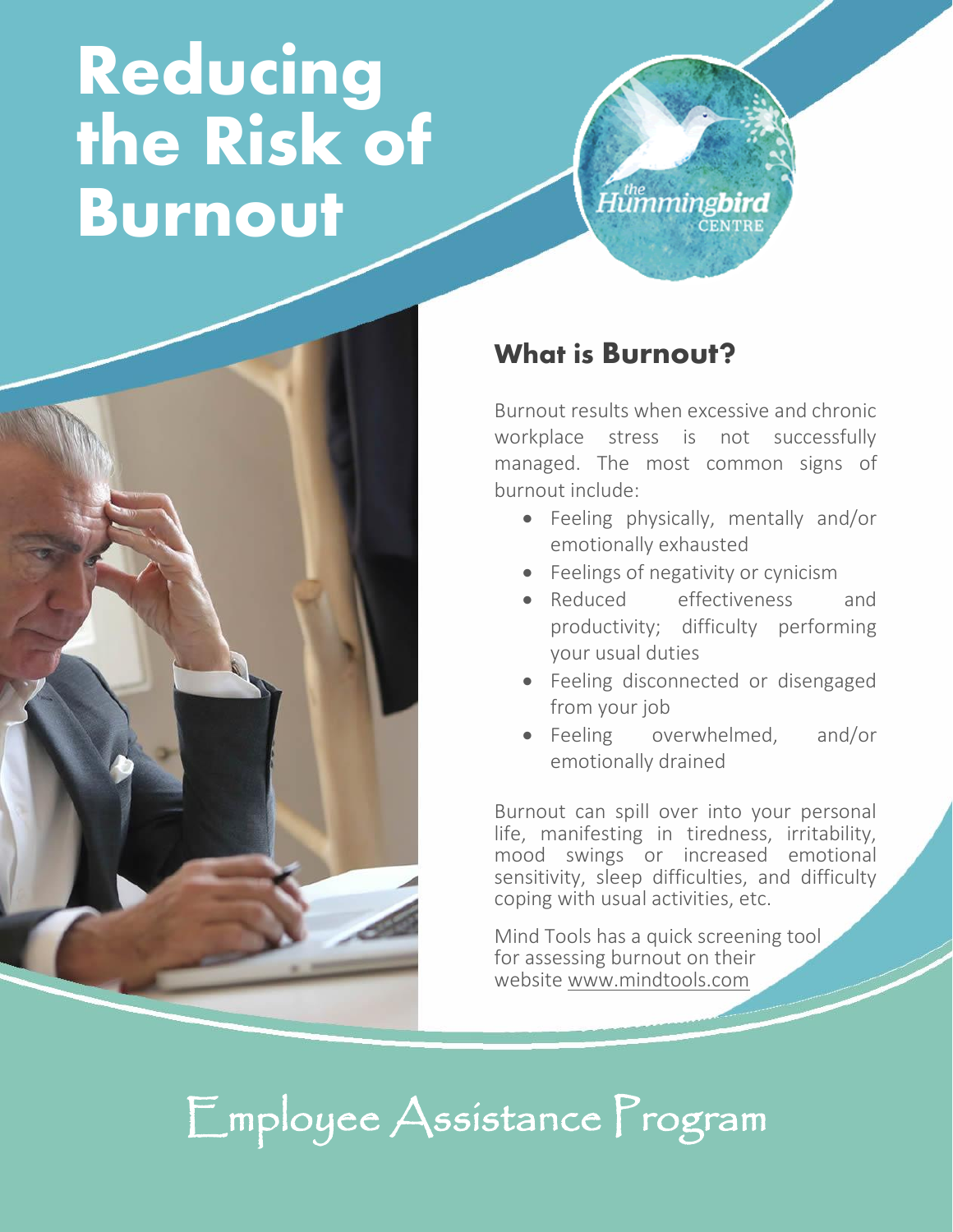# Reducing the Risk of Burnout

the Hummingbird CENTRE

## What is Burnout?

Burnout results when excessive and chronic workplace stress is not successfully managed. The most common signs of burnout include:

- Feeling physically, mentally and/or emotionally exhausted
- Feelings of negativity or cynicism
- Reduced effectiveness and productivity; difficulty performing your usual duties
- Feeling disconnected or disengaged from your job
- Feeling overwhelmed, and/or emotionally drained

Burnout can spill over into your personal life, manifesting in tiredness, irritability, mood swings or increased emotional sensitivity, sleep difficulties, and difficulty coping with usual activities, etc.

Mind Tools has a quick screening tool for assessing burnout on their website www.mindtools.com

Employee Assistance Program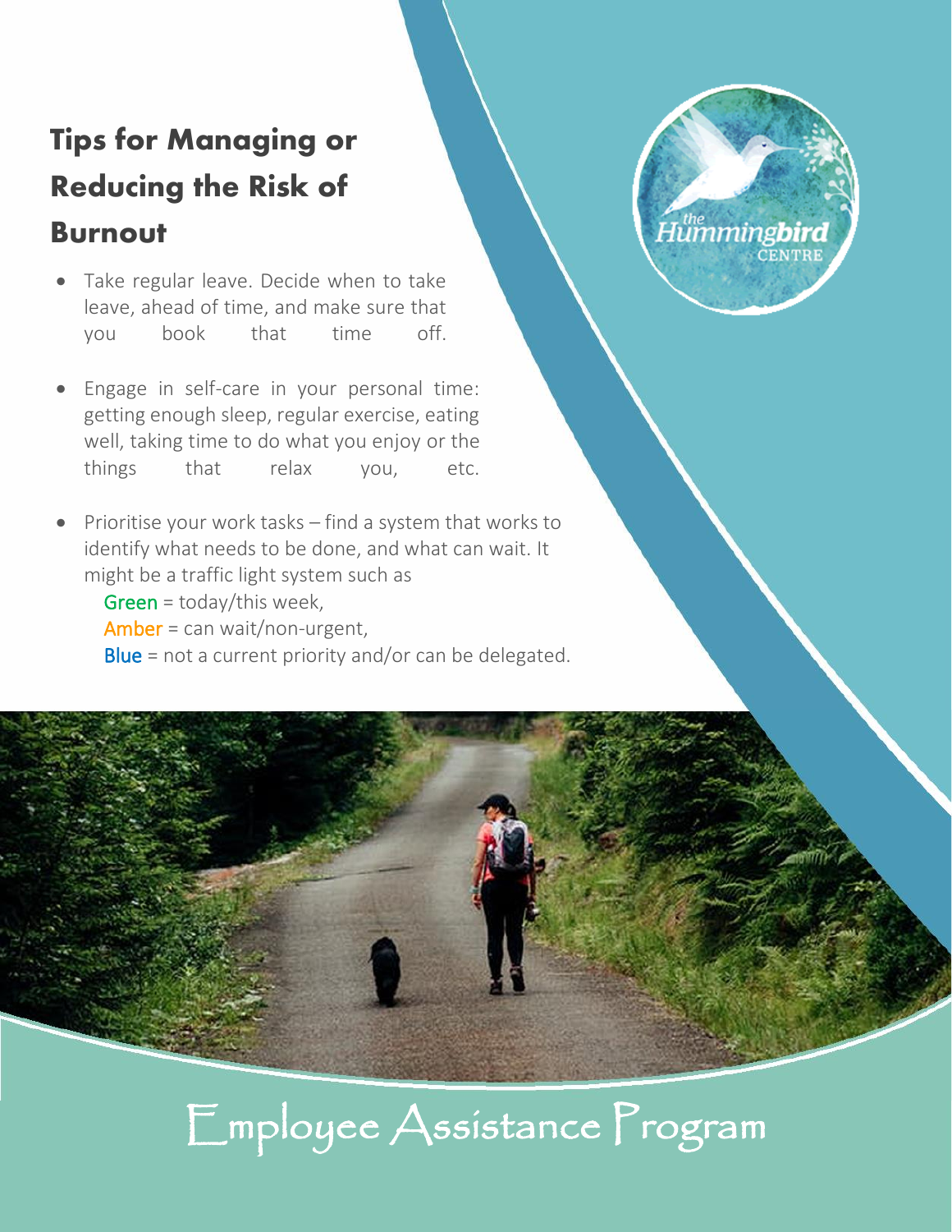## Tips for Managing or Reducing the Risk of Burnout

- Take regular leave. Decide when to take leave, ahead of time, and make sure that you book that time off.
- Engage in self-care in your personal time: getting enough sleep, regular exercise, eating well, taking time to do what you enjoy or the things that relax you, etc.
- Prioritise your work tasks – find a system that works to identify what needs to be done, and what can wait. It might be a traffic light system such as
  - Green = today/this week,
  - Amber = can wait/non-urgent,
  - Blue = not a current priority and/or can be delegated.

the Hummingbird CENTRE

Employee Assistance Program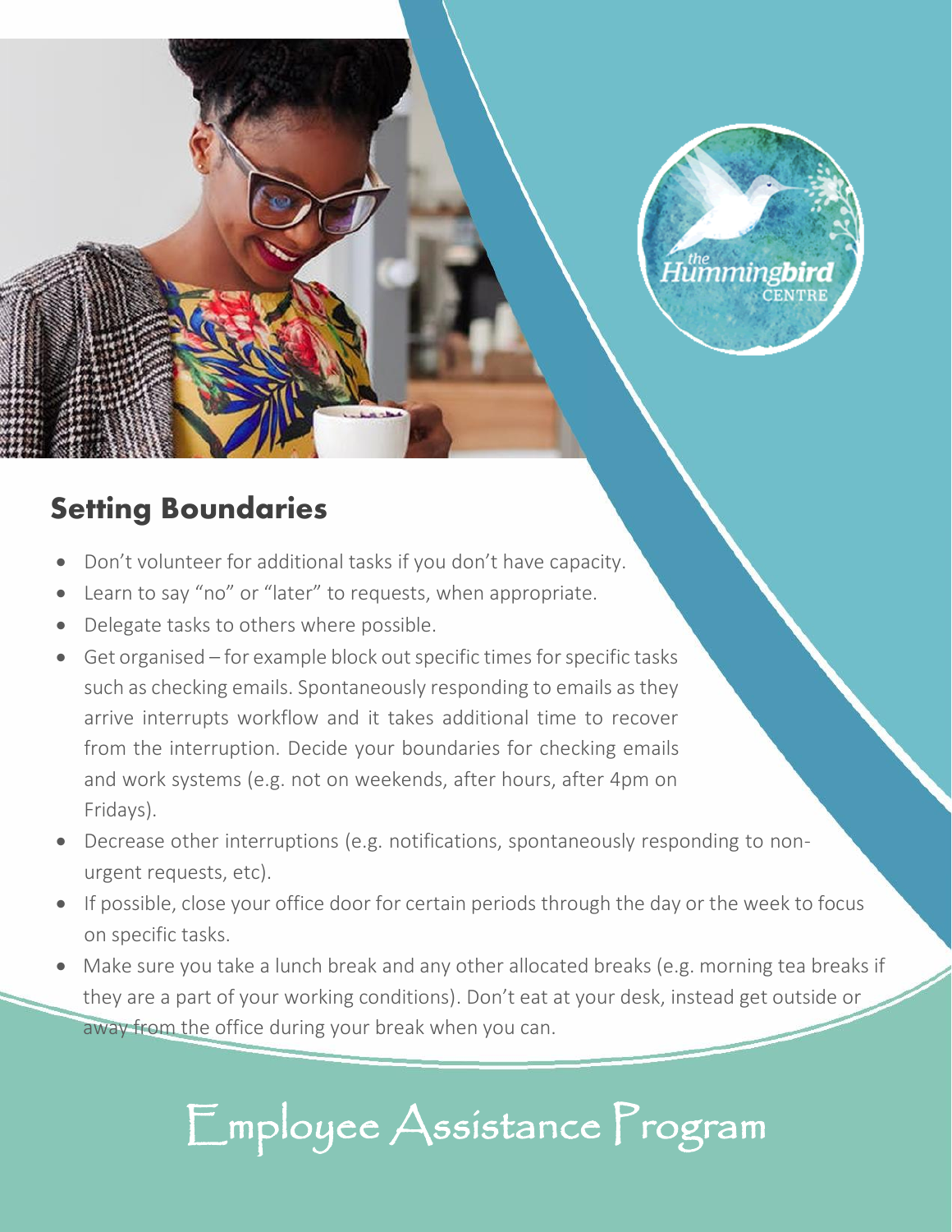## Setting Boundaries

- Don't volunteer for additional tasks if you don't have capacity.
- Learn to say "no" or "later" to requests, when appropriate.
- Delegate tasks to others where possible.
- Get organised – for example block out specific times for specific tasks such as checking emails. Spontaneously responding to emails as they arrive interrupts workflow and it takes additional time to recover from the interruption. Decide your boundaries for checking emails and work systems (e.g. not on weekends, after hours, after 4pm on Fridays).
- Decrease other interruptions (e.g. notifications, spontaneously responding to non-urgent requests, etc).
- If possible, close your office door for certain periods through the day or the week to focus on specific tasks.
- Make sure you take a lunch break and any other allocated breaks (e.g. morning tea breaks if they are a part of your working conditions). Don't eat at your desk, instead get outside or away from the office during your break when you can.

Employee Assistance Program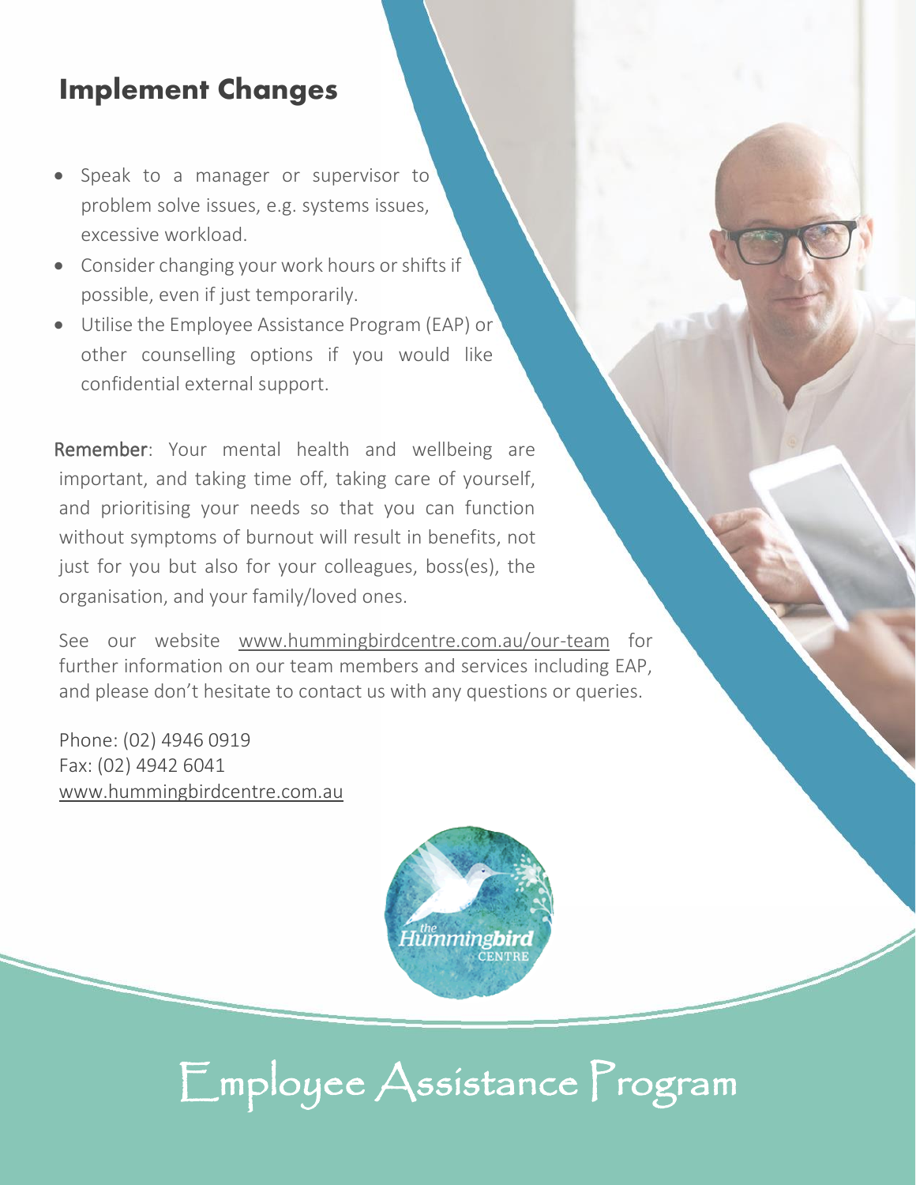## Implement Changes

- Speak to a manager or supervisor to problem solve issues, e.g. systems issues, excessive workload.
- Consider changing your work hours or shifts if possible, even if just temporarily.
- Utilise the Employee Assistance Program (EAP) or other counselling options if you would like confidential external support.

**Remember**: Your mental health and wellbeing are important, and taking time off, taking care of yourself, and prioritising your needs so that you can function without symptoms of burnout will result in benefits, not just for you but also for your colleagues, boss(es), the organisation, and your family/loved ones.

See our website www.hummingbirdcentre.com.au/our-team for further information on our team members and services including EAP, and please don't hesitate to contact us with any questions or queries.

Phone: (02) 4946 0919
Fax: (02) 4942 6041
www.hummingbirdcentre.com.au

the Hummingbird CENTRE

# Employee Assistance Program